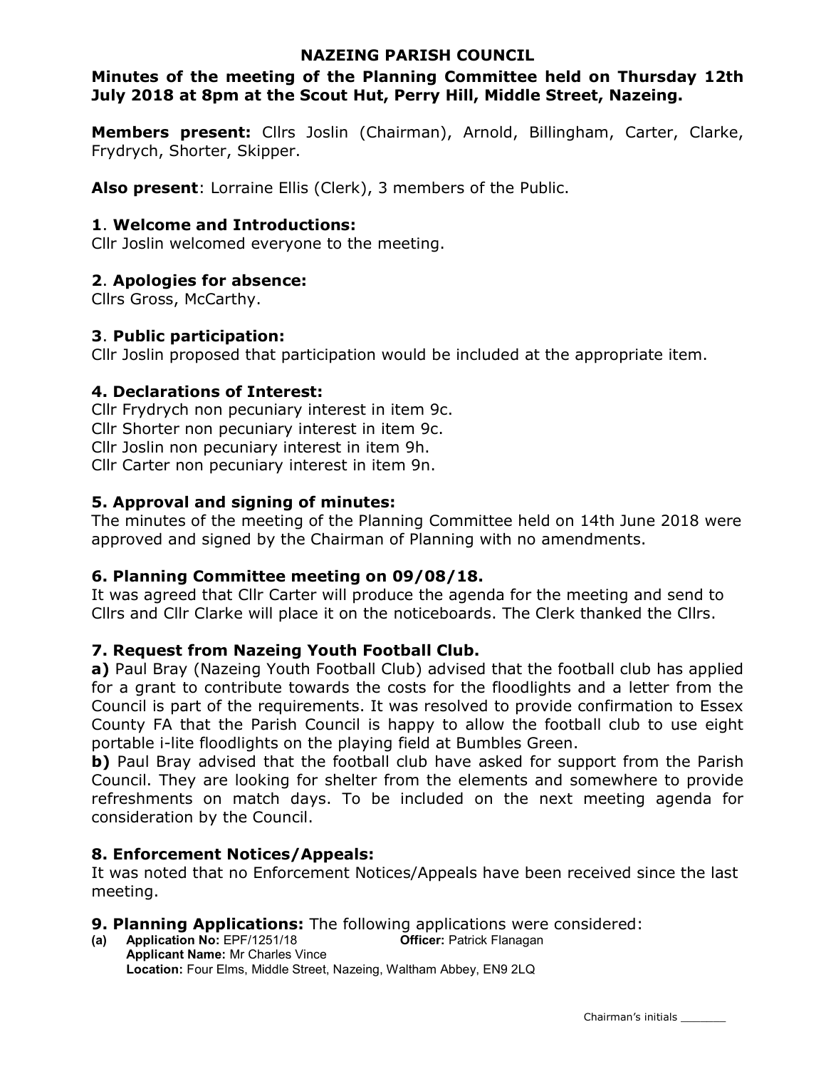**NAZEING PARISH COUNCIL**

**Minutes of the meeting of the Planning Committee held on Thursday 12th July 2018 at 8pm at the Scout Hut, Perry Hill, Middle Street, Nazeing.**

**Members present:** Cllrs Joslin (Chairman), Arnold, Billingham, Carter, Clarke, Frydrych, Shorter, Skipper.

**Also present**: Lorraine Ellis (Clerk), 3 members of the Public.

## 1. Welcome and Introductions:

Cllr Joslin welcomed everyone to the meeting.

## 2. Apologies for absence:

Cllrs Gross, McCarthy.

## 3. Public participation:

Cllr Joslin proposed that participation would be included at the appropriate item.

## 4. Declarations of Interest:

Cllr Frydrych non pecuniary interest in item 9c.
Cllr Shorter non pecuniary interest in item 9c.
Cllr Joslin non pecuniary interest in item 9h.
Cllr Carter non pecuniary interest in item 9n.

## 5. Approval and signing of minutes:

The minutes of the meeting of the Planning Committee held on 14th June 2018 were approved and signed by the Chairman of Planning with no amendments.

## 6. Planning Committee meeting on 09/08/18.

It was agreed that Cllr Carter will produce the agenda for the meeting and send to Cllrs and Cllr Clarke will place it on the noticeboards. The Clerk thanked the Cllrs.

## 7. Request from Nazeing Youth Football Club.

**a)** Paul Bray (Nazeing Youth Football Club) advised that the football club has applied for a grant to contribute towards the costs for the floodlights and a letter from the Council is part of the requirements. It was resolved to provide confirmation to Essex County FA that the Parish Council is happy to allow the football club to use eight portable i-lite floodlights on the playing field at Bumbles Green.

**b)** Paul Bray advised that the football club have asked for support from the Parish Council. They are looking for shelter from the elements and somewhere to provide refreshments on match days. To be included on the next meeting agenda for consideration by the Council.

## 8. Enforcement Notices/Appeals:

It was noted that no Enforcement Notices/Appeals have been received since the last meeting.

## 9. Planning Applications:

The following applications were considered:

**(a)** **Application No:** EPF/1251/18 **Officer:** Patrick Flanagan
**Applicant Name:** Mr Charles Vince
**Location:** Four Elms, Middle Street, Nazeing, Waltham Abbey, EN9 2LQ

Chairman's initials _______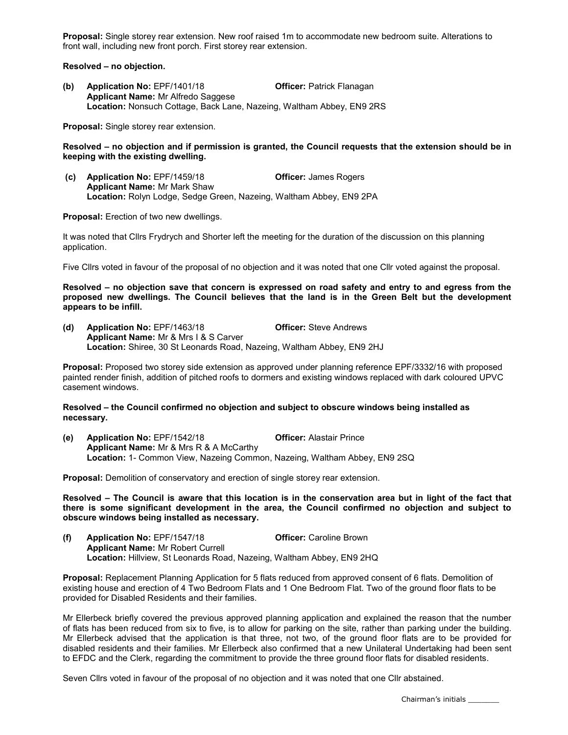**Proposal:** Single storey rear extension. New roof raised 1m to accommodate new bedroom suite. Alterations to front wall, including new front porch. First storey rear extension.

**Resolved – no objection.**

**(b) Application No:** EPF/1401/18 **Officer:** Patrick Flanagan
**Applicant Name:** Mr Alfredo Saggese
**Location:** Nonsuch Cottage, Back Lane, Nazeing, Waltham Abbey, EN9 2RS

**Proposal:** Single storey rear extension.

**Resolved – no objection and if permission is granted, the Council requests that the extension should be in keeping with the existing dwelling.**

**(c) Application No:** EPF/1459/18 **Officer:** James Rogers
**Applicant Name:** Mr Mark Shaw
**Location:** Rolyn Lodge, Sedge Green, Nazeing, Waltham Abbey, EN9 2PA

**Proposal:** Erection of two new dwellings.

It was noted that Cllrs Frydrych and Shorter left the meeting for the duration of the discussion on this planning application.

Five Cllrs voted in favour of the proposal of no objection and it was noted that one Cllr voted against the proposal.

**Resolved – no objection save that concern is expressed on road safety and entry to and egress from the proposed new dwellings. The Council believes that the land is in the Green Belt but the development appears to be infill.**

**(d) Application No:** EPF/1463/18 **Officer:** Steve Andrews
**Applicant Name:** Mr & Mrs I & S Carver
**Location:** Shiree, 30 St Leonards Road, Nazeing, Waltham Abbey, EN9 2HJ

**Proposal:** Proposed two storey side extension as approved under planning reference EPF/3332/16 with proposed painted render finish, addition of pitched roofs to dormers and existing windows replaced with dark coloured UPVC casement windows.

**Resolved – the Council confirmed no objection and subject to obscure windows being installed as necessary.**

**(e) Application No:** EPF/1542/18 **Officer:** Alastair Prince
**Applicant Name:** Mr & Mrs R & A McCarthy
**Location:** 1- Common View, Nazeing Common, Nazeing, Waltham Abbey, EN9 2SQ

**Proposal:** Demolition of conservatory and erection of single storey rear extension.

**Resolved – The Council is aware that this location is in the conservation area but in light of the fact that there is some significant development in the area, the Council confirmed no objection and subject to obscure windows being installed as necessary.**

**(f) Application No:** EPF/1547/18 **Officer:** Caroline Brown
**Applicant Name:** Mr Robert Currell
**Location:** Hillview, St Leonards Road, Nazeing, Waltham Abbey, EN9 2HQ

**Proposal:** Replacement Planning Application for 5 flats reduced from approved consent of 6 flats. Demolition of existing house and erection of 4 Two Bedroom Flats and 1 One Bedroom Flat. Two of the ground floor flats to be provided for Disabled Residents and their families.

Mr Ellerbeck briefly covered the previous approved planning application and explained the reason that the number of flats has been reduced from six to five, is to allow for parking on the site, rather than parking under the building. Mr Ellerbeck advised that the application is that three, not two, of the ground floor flats are to be provided for disabled residents and their families. Mr Ellerbeck also confirmed that a new Unilateral Undertaking had been sent to EFDC and the Clerk, regarding the commitment to provide the three ground floor flats for disabled residents.

Seven Cllrs voted in favour of the proposal of no objection and it was noted that one Cllr abstained.

Chairman's initials ________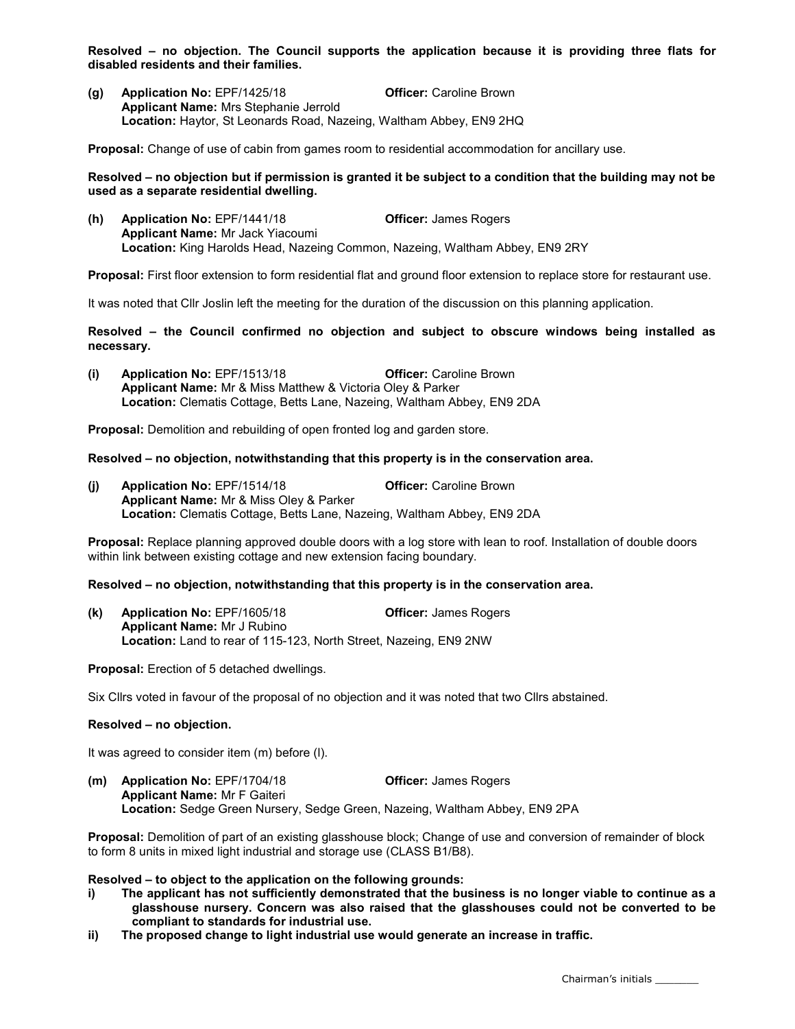**Resolved – no objection. The Council supports the application because it is providing three flats for disabled residents and their families.**

**(g)** **Application No:** EPF/1425/18 **Officer:** Caroline Brown
**Applicant Name:** Mrs Stephanie Jerrold
**Location:** Haytor, St Leonards Road, Nazeing, Waltham Abbey, EN9 2HQ

**Proposal:** Change of use of cabin from games room to residential accommodation for ancillary use.

**Resolved – no objection but if permission is granted it be subject to a condition that the building may not be used as a separate residential dwelling.**

**(h)** **Application No:** EPF/1441/18 **Officer:** James Rogers
**Applicant Name:** Mr Jack Yiacoumi
**Location:** King Harolds Head, Nazeing Common, Nazeing, Waltham Abbey, EN9 2RY

**Proposal:** First floor extension to form residential flat and ground floor extension to replace store for restaurant use.

It was noted that Cllr Joslin left the meeting for the duration of the discussion on this planning application.

**Resolved – the Council confirmed no objection and subject to obscure windows being installed as necessary.**

**(i)** **Application No:** EPF/1513/18 **Officer:** Caroline Brown
**Applicant Name:** Mr & Miss Matthew & Victoria Oley & Parker
**Location:** Clematis Cottage, Betts Lane, Nazeing, Waltham Abbey, EN9 2DA

**Proposal:** Demolition and rebuilding of open fronted log and garden store.

**Resolved – no objection, notwithstanding that this property is in the conservation area.**

**(j)** **Application No:** EPF/1514/18 **Officer:** Caroline Brown
**Applicant Name:** Mr & Miss Oley & Parker
**Location:** Clematis Cottage, Betts Lane, Nazeing, Waltham Abbey, EN9 2DA

**Proposal:** Replace planning approved double doors with a log store with lean to roof. Installation of double doors within link between existing cottage and new extension facing boundary.

**Resolved – no objection, notwithstanding that this property is in the conservation area.**

**(k)** **Application No:** EPF/1605/18 **Officer:** James Rogers
**Applicant Name:** Mr J Rubino
**Location:** Land to rear of 115-123, North Street, Nazeing, EN9 2NW

**Proposal:** Erection of 5 detached dwellings.

Six Cllrs voted in favour of the proposal of no objection and it was noted that two Cllrs abstained.

**Resolved – no objection.**

It was agreed to consider item (m) before (l).

**(m)** **Application No:** EPF/1704/18 **Officer:** James Rogers
**Applicant Name:** Mr F Gaiteri
**Location:** Sedge Green Nursery, Sedge Green, Nazeing, Waltham Abbey, EN9 2PA

**Proposal:** Demolition of part of an existing glasshouse block; Change of use and conversion of remainder of block to form 8 units in mixed light industrial and storage use (CLASS B1/B8).

**Resolved – to object to the application on the following grounds:**

- **i)** **The applicant has not sufficiently demonstrated that the business is no longer viable to continue as a glasshouse nursery. Concern was also raised that the glasshouses could not be converted to be compliant to standards for industrial use.**
- **ii)** **The proposed change to light industrial use would generate an increase in traffic.**

Chairman's initials ________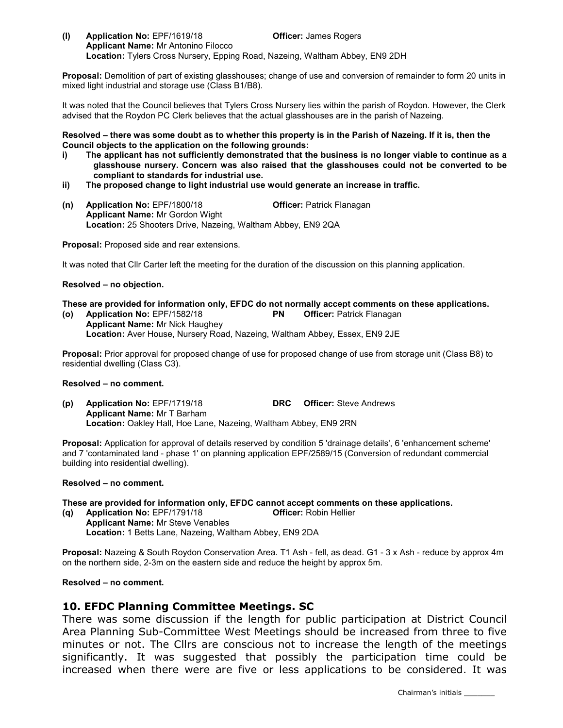**(l) Application No:** EPF/1619/18 **Officer:** James Rogers
**Applicant Name:** Mr Antonino Filocco
**Location:** Tylers Cross Nursery, Epping Road, Nazeing, Waltham Abbey, EN9 2DH

**Proposal:** Demolition of part of existing glasshouses; change of use and conversion of remainder to form 20 units in mixed light industrial and storage use (Class B1/B8).

It was noted that the Council believes that Tylers Cross Nursery lies within the parish of Roydon. However, the Clerk advised that the Roydon PC Clerk believes that the actual glasshouses are in the parish of Nazeing.

**Resolved – there was some doubt as to whether this property is in the Parish of Nazeing. If it is, then the Council objects to the application on the following grounds:**

- **i) The applicant has not sufficiently demonstrated that the business is no longer viable to continue as a glasshouse nursery. Concern was also raised that the glasshouses could not be converted to be compliant to standards for industrial use.**
- **ii) The proposed change to light industrial use would generate an increase in traffic.**

**(n) Application No:** EPF/1800/18 **Officer:** Patrick Flanagan
**Applicant Name:** Mr Gordon Wight
**Location:** 25 Shooters Drive, Nazeing, Waltham Abbey, EN9 2QA

**Proposal:** Proposed side and rear extensions.

It was noted that Cllr Carter left the meeting for the duration of the discussion on this planning application.

**Resolved – no objection.**

**These are provided for information only, EFDC do not normally accept comments on these applications.**

**(o) Application No:** EPF/1582/18 **PN** **Officer:** Patrick Flanagan
**Applicant Name:** Mr Nick Haughey
**Location:** Aver House, Nursery Road, Nazeing, Waltham Abbey, Essex, EN9 2JE

**Proposal:** Prior approval for proposed change of use for proposed change of use from storage unit (Class B8) to residential dwelling (Class C3).

**Resolved – no comment.**

**(p) Application No:** EPF/1719/18 **DRC** **Officer:** Steve Andrews
**Applicant Name:** Mr T Barham
**Location:** Oakley Hall, Hoe Lane, Nazeing, Waltham Abbey, EN9 2RN

**Proposal:** Application for approval of details reserved by condition 5 'drainage details', 6 'enhancement scheme' and 7 'contaminated land - phase 1' on planning application EPF/2589/15 (Conversion of redundant commercial building into residential dwelling).

**Resolved – no comment.**

**These are provided for information only, EFDC cannot accept comments on these applications.**

**(q) Application No:** EPF/1791/18 **Officer:** Robin Hellier
**Applicant Name:** Mr Steve Venables
**Location:** 1 Betts Lane, Nazeing, Waltham Abbey, EN9 2DA

**Proposal:** Nazeing & South Roydon Conservation Area. T1 Ash - fell, as dead. G1 - 3 x Ash - reduce by approx 4m on the northern side, 2-3m on the eastern side and reduce the height by approx 5m.

**Resolved – no comment.**

## 10. EFDC Planning Committee Meetings. SC

There was some discussion if the length for public participation at District Council Area Planning Sub-Committee West Meetings should be increased from three to five minutes or not. The Cllrs are conscious not to increase the length of the meetings significantly. It was suggested that possibly the participation time could be increased when there were are five or less applications to be considered. It was

Chairman's initials _______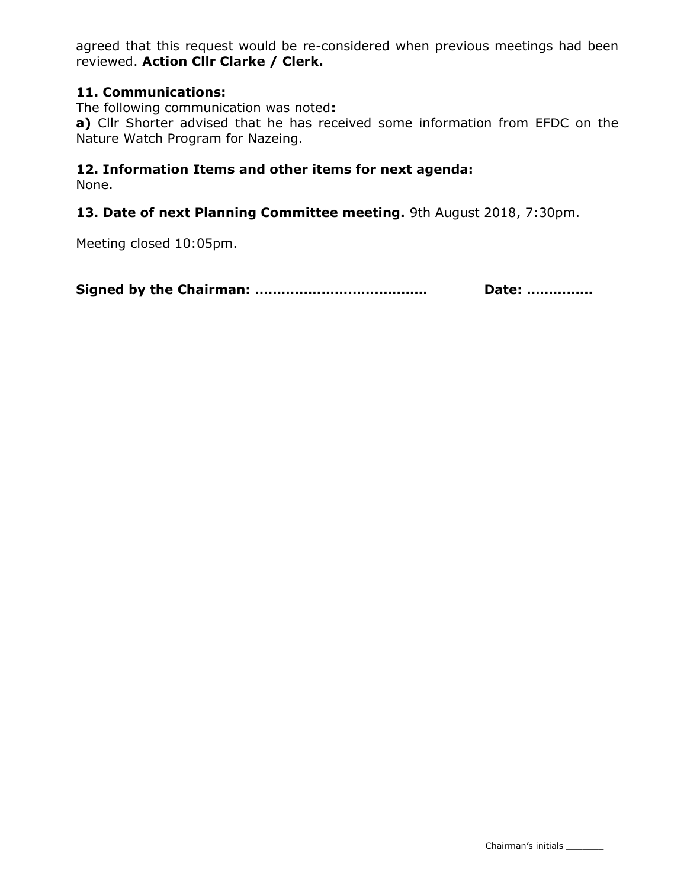agreed that this request would be re-considered when previous meetings had been reviewed. **Action Cllr Clarke / Clerk.**

**11. Communications:**

The following communication was noted**:**

**a)** Cllr Shorter advised that he has received some information from EFDC on the Nature Watch Program for Nazeing.

**12. Information Items and other items for next agenda:**

None.

**13. Date of next Planning Committee meeting.** 9th August 2018, 7:30pm.

Meeting closed 10:05pm.

**Signed by the Chairman: ……………………………… Date: ……………**

Chairman's initials _______